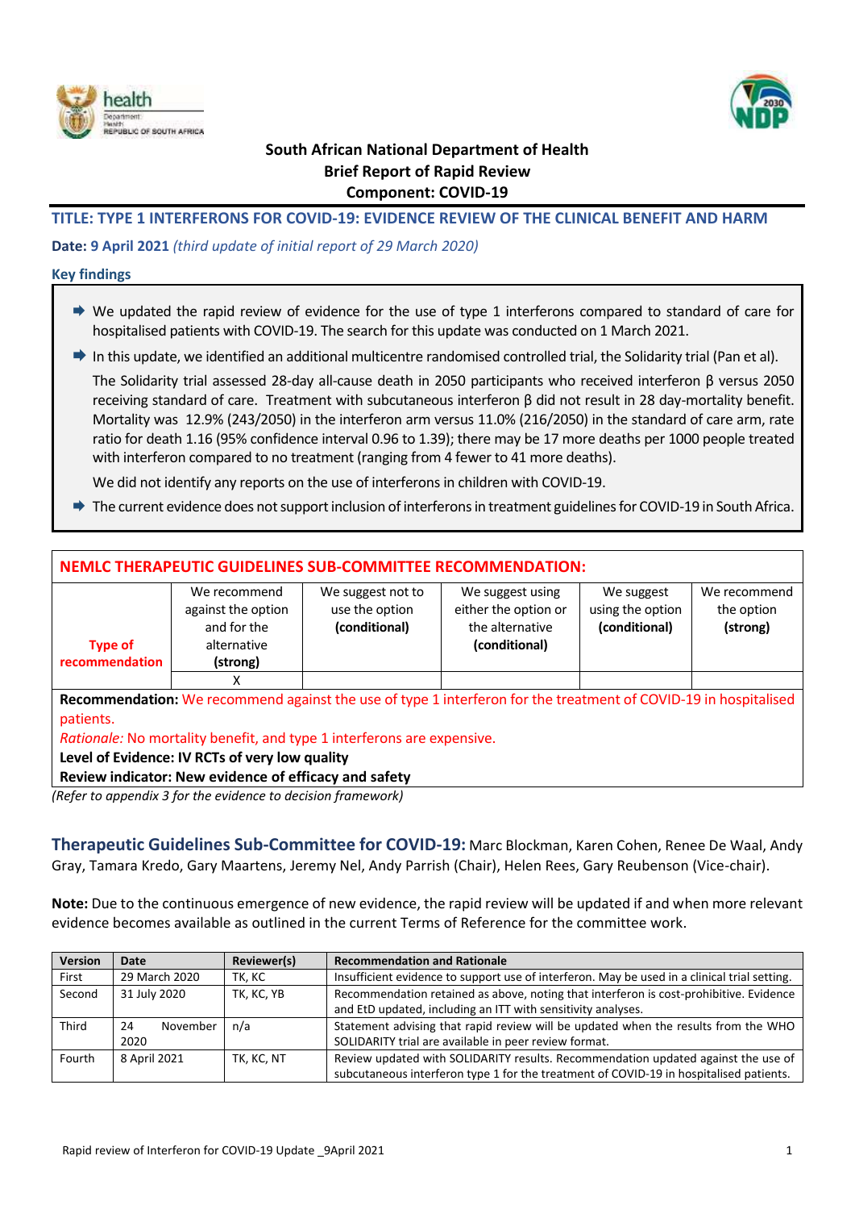South African National Department of Health
Brief Report of Rapid Review
Component: COVID-19

## TITLE: TYPE 1 INTERFERONS FOR COVID-19: EVIDENCE REVIEW OF THE CLINICAL BENEFIT AND HARM

**Date: 9 April 2021** *(third update of initial report of 29 March 2020)*

### Key findings

- We updated the rapid review of evidence for the use of type 1 interferons compared to standard of care for hospitalised patients with COVID-19. The search for this update was conducted on 1 March 2021.
- In this update, we identified an additional multicentre randomised controlled trial, the Solidarity trial (Pan et al).

  The Solidarity trial assessed 28-day all-cause death in 2050 participants who received interferon β versus 2050 receiving standard of care. Treatment with subcutaneous interferon β did not result in 28 day-mortality benefit. Mortality was 12.9% (243/2050) in the interferon arm versus 11.0% (216/2050) in the standard of care arm, rate ratio for death 1.16 (95% confidence interval 0.96 to 1.39); there may be 17 more deaths per 1000 people treated with interferon compared to no treatment (ranging from 4 fewer to 41 more deaths).

  We did not identify any reports on the use of interferons in children with COVID-19.
- The current evidence does not support inclusion of interferons in treatment guidelines for COVID-19 in South Africa.

### NEMLC THERAPEUTIC GUIDELINES SUB-COMMITTEE RECOMMENDATION:

| Type of recommendation | We recommend against the option and for the alternative **(strong)** | We suggest not to use the option **(conditional)** | We suggest using either the option or the alternative **(conditional)** | We suggest using the option **(conditional)** | We recommend the option **(strong)** |
|---|---|---|---|---|---|
| | X | | | | |

**Recommendation:** We recommend against the use of type 1 interferon for the treatment of COVID-19 in hospitalised patients.

*Rationale:* No mortality benefit, and type 1 interferons are expensive.

**Level of Evidence: IV RCTs of very low quality**

**Review indicator: New evidence of efficacy and safety**

*(Refer to appendix 3 for the evidence to decision framework)*

**Therapeutic Guidelines Sub-Committee for COVID-19:** Marc Blockman, Karen Cohen, Renee De Waal, Andy Gray, Tamara Kredo, Gary Maartens, Jeremy Nel, Andy Parrish (Chair), Helen Rees, Gary Reubenson (Vice-chair).

**Note:** Due to the continuous emergence of new evidence, the rapid review will be updated if and when more relevant evidence becomes available as outlined in the current Terms of Reference for the committee work.

| Version | Date | Reviewer(s) | Recommendation and Rationale |
|---|---|---|---|
| First | 29 March 2020 | TK, KC | Insufficient evidence to support use of interferon. May be used in a clinical trial setting. |
| Second | 31 July 2020 | TK, KC, YB | Recommendation retained as above, noting that interferon is cost-prohibitive. Evidence and EtD updated, including an ITT with sensitivity analyses. |
| Third | 24 November 2020 | n/a | Statement advising that rapid review will be updated when the results from the WHO SOLIDARITY trial are available in peer review format. |
| Fourth | 8 April 2021 | TK, KC, NT | Review updated with SOLIDARITY results. Recommendation updated against the use of subcutaneous interferon type 1 for the treatment of COVID-19 in hospitalised patients. |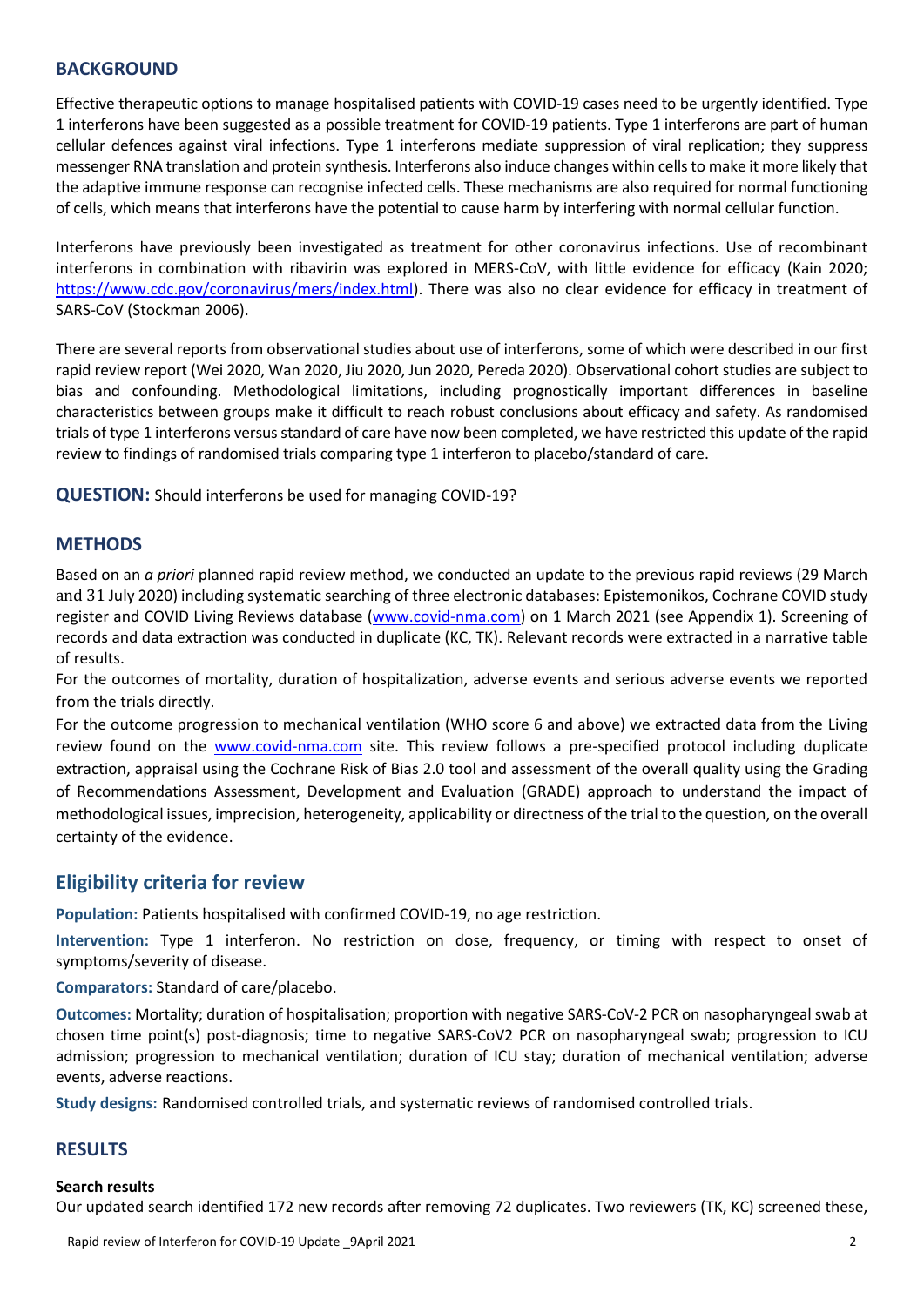## BACKGROUND

Effective therapeutic options to manage hospitalised patients with COVID-19 cases need to be urgently identified. Type 1 interferons have been suggested as a possible treatment for COVID-19 patients. Type 1 interferons are part of human cellular defences against viral infections. Type 1 interferons mediate suppression of viral replication; they suppress messenger RNA translation and protein synthesis. Interferons also induce changes within cells to make it more likely that the adaptive immune response can recognise infected cells. These mechanisms are also required for normal functioning of cells, which means that interferons have the potential to cause harm by interfering with normal cellular function.

Interferons have previously been investigated as treatment for other coronavirus infections. Use of recombinant interferons in combination with ribavirin was explored in MERS-CoV, with little evidence for efficacy (Kain 2020; https://www.cdc.gov/coronavirus/mers/index.html). There was also no clear evidence for efficacy in treatment of SARS-CoV (Stockman 2006).

There are several reports from observational studies about use of interferons, some of which were described in our first rapid review report (Wei 2020, Wan 2020, Jiu 2020, Jun 2020, Pereda 2020). Observational cohort studies are subject to bias and confounding. Methodological limitations, including prognostically important differences in baseline characteristics between groups make it difficult to reach robust conclusions about efficacy and safety. As randomised trials of type 1 interferons versus standard of care have now been completed, we have restricted this update of the rapid review to findings of randomised trials comparing type 1 interferon to placebo/standard of care.

**QUESTION:** Should interferons be used for managing COVID-19?

## METHODS

Based on an *a priori* planned rapid review method, we conducted an update to the previous rapid reviews (29 March and 31 July 2020) including systematic searching of three electronic databases: Epistemonikos, Cochrane COVID study register and COVID Living Reviews database (www.covid-nma.com) on 1 March 2021 (see Appendix 1). Screening of records and data extraction was conducted in duplicate (KC, TK). Relevant records were extracted in a narrative table of results.

For the outcomes of mortality, duration of hospitalization, adverse events and serious adverse events we reported from the trials directly.

For the outcome progression to mechanical ventilation (WHO score 6 and above) we extracted data from the Living review found on the www.covid-nma.com site. This review follows a pre-specified protocol including duplicate extraction, appraisal using the Cochrane Risk of Bias 2.0 tool and assessment of the overall quality using the Grading of Recommendations Assessment, Development and Evaluation (GRADE) approach to understand the impact of methodological issues, imprecision, heterogeneity, applicability or directness of the trial to the question, on the overall certainty of the evidence.

## Eligibility criteria for review

**Population:** Patients hospitalised with confirmed COVID-19, no age restriction.

**Intervention:** Type 1 interferon. No restriction on dose, frequency, or timing with respect to onset of symptoms/severity of disease.

**Comparators:** Standard of care/placebo.

**Outcomes:** Mortality; duration of hospitalisation; proportion with negative SARS-CoV-2 PCR on nasopharyngeal swab at chosen time point(s) post-diagnosis; time to negative SARS-CoV2 PCR on nasopharyngeal swab; progression to ICU admission; progression to mechanical ventilation; duration of ICU stay; duration of mechanical ventilation; adverse events, adverse reactions.

**Study designs:** Randomised controlled trials, and systematic reviews of randomised controlled trials.

## RESULTS

#### Search results

Our updated search identified 172 new records after removing 72 duplicates. Two reviewers (TK, KC) screened these,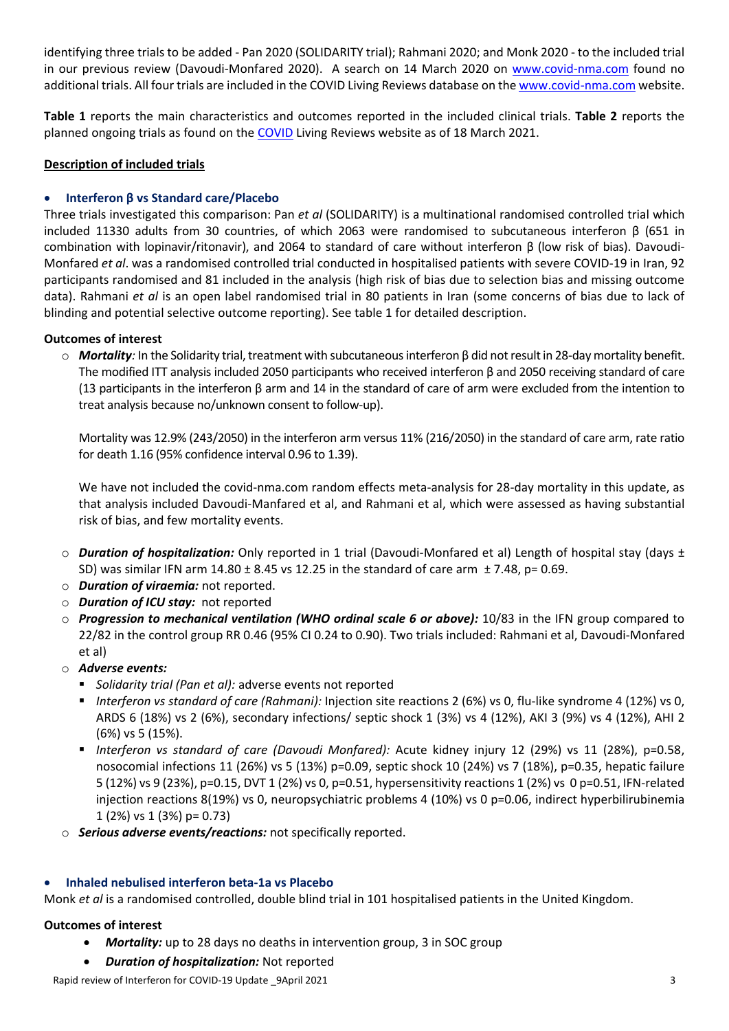identifying three trials to be added - Pan 2020 (SOLIDARITY trial); Rahmani 2020; and Monk 2020 - to the included trial in our previous review (Davoudi-Monfared 2020). A search on 14 March 2020 on www.covid-nma.com found no additional trials. All four trials are included in the COVID Living Reviews database on the www.covid-nma.com website.

**Table 1** reports the main characteristics and outcomes reported in the included clinical trials. **Table 2** reports the planned ongoing trials as found on the COVID Living Reviews website as of 18 March 2021.

**Description of included trials**

- **Interferon β vs Standard care/Placebo**

Three trials investigated this comparison: Pan *et al* (SOLIDARITY) is a multinational randomised controlled trial which included 11330 adults from 30 countries, of which 2063 were randomised to subcutaneous interferon β (651 in combination with lopinavir/ritonavir), and 2064 to standard of care without interferon β (low risk of bias). Davoudi-Monfared *et al*. was a randomised controlled trial conducted in hospitalised patients with severe COVID-19 in Iran, 92 participants randomised and 81 included in the analysis (high risk of bias due to selection bias and missing outcome data). Rahmani *et al* is an open label randomised trial in 80 patients in Iran (some concerns of bias due to lack of blinding and potential selective outcome reporting). See table 1 for detailed description.

**Outcomes of interest**

- ***Mortality**:* In the Solidarity trial, treatment with subcutaneous interferon β did not result in 28-day mortality benefit. The modified ITT analysis included 2050 participants who received interferon β and 2050 receiving standard of care (13 participants in the interferon β arm and 14 in the standard of care of arm were excluded from the intention to treat analysis because no/unknown consent to follow-up).

  Mortality was 12.9% (243/2050) in the interferon arm versus 11% (216/2050) in the standard of care arm, rate ratio for death 1.16 (95% confidence interval 0.96 to 1.39).

  We have not included the covid-nma.com random effects meta-analysis for 28-day mortality in this update, as that analysis included Davoudi-Manfared et al, and Rahmani et al, which were assessed as having substantial risk of bias, and few mortality events.

- ***Duration of hospitalization:*** Only reported in 1 trial (Davoudi-Monfared et al) Length of hospital stay (days ± SD) was similar IFN arm 14.80 ± 8.45 vs 12.25 in the standard of care arm ± 7.48, p= 0.69.
- ***Duration of viraemia:*** not reported.
- ***Duration of ICU stay:*** not reported
- ***Progression to mechanical ventilation (WHO ordinal scale 6 or above):*** 10/83 in the IFN group compared to 22/82 in the control group RR 0.46 (95% CI 0.24 to 0.90). Two trials included: Rahmani et al, Davoudi-Monfared et al)
- ***Adverse events:***
  - *Solidarity trial (Pan et al):* adverse events not reported
  - *Interferon vs standard of care (Rahmani):* Injection site reactions 2 (6%) vs 0, flu-like syndrome 4 (12%) vs 0, ARDS 6 (18%) vs 2 (6%), secondary infections/ septic shock 1 (3%) vs 4 (12%), AKI 3 (9%) vs 4 (12%), AHI 2 (6%) vs 5 (15%).
  - *Interferon vs standard of care (Davoudi Monfared):* Acute kidney injury 12 (29%) vs 11 (28%), p=0.58, nosocomial infections 11 (26%) vs 5 (13%) p=0.09, septic shock 10 (24%) vs 7 (18%), p=0.35, hepatic failure 5 (12%) vs 9 (23%), p=0.15, DVT 1 (2%) vs 0, p=0.51, hypersensitivity reactions 1 (2%) vs 0 p=0.51, IFN-related injection reactions 8(19%) vs 0, neuropsychiatric problems 4 (10%) vs 0 p=0.06, indirect hyperbilirubinemia 1 (2%) vs 1 (3%) p= 0.73)
- ***Serious adverse events/reactions:*** not specifically reported.

- **Inhaled nebulised interferon beta-1a vs Placebo**

Monk *et al* is a randomised controlled, double blind trial in 101 hospitalised patients in the United Kingdom.

**Outcomes of interest**

- ***Mortality:*** up to 28 days no deaths in intervention group, 3 in SOC group
- ***Duration of hospitalization:*** Not reported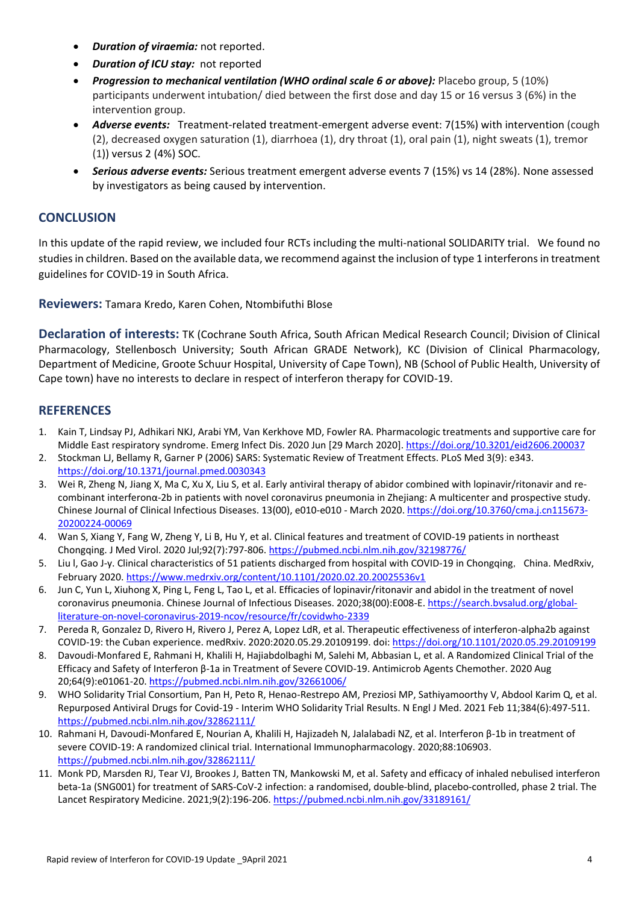- ***Duration of viraemia:*** not reported.
- ***Duration of ICU stay:*** not reported
- ***Progression to mechanical ventilation (WHO ordinal scale 6 or above):*** Placebo group, 5 (10%) participants underwent intubation/ died between the first dose and day 15 or 16 versus 3 (6%) in the intervention group.
- ***Adverse events:*** Treatment-related treatment-emergent adverse event: 7(15%) with intervention (cough (2), decreased oxygen saturation (1), diarrhoea (1), dry throat (1), oral pain (1), night sweats (1), tremor (1)) versus 2 (4%) SOC.
- ***Serious adverse events:*** Serious treatment emergent adverse events 7 (15%) vs 14 (28%). None assessed by investigators as being caused by intervention.

## CONCLUSION

In this update of the rapid review, we included four RCTs including the multi-national SOLIDARITY trial. We found no studies in children. Based on the available data, we recommend against the inclusion of type 1 interferons in treatment guidelines for COVID-19 in South Africa.

**Reviewers:** Tamara Kredo, Karen Cohen, Ntombifuthi Blose

**Declaration of interests:** TK (Cochrane South Africa, South African Medical Research Council; Division of Clinical Pharmacology, Stellenbosch University; South African GRADE Network), KC (Division of Clinical Pharmacology, Department of Medicine, Groote Schuur Hospital, University of Cape Town), NB (School of Public Health, University of Cape town) have no interests to declare in respect of interferon therapy for COVID-19.

## REFERENCES

1. Kain T, Lindsay PJ, Adhikari NKJ, Arabi YM, Van Kerkhove MD, Fowler RA. Pharmacologic treatments and supportive care for Middle East respiratory syndrome. Emerg Infect Dis. 2020 Jun [29 March 2020]. https://doi.org/10.3201/eid2606.200037
2. Stockman LJ, Bellamy R, Garner P (2006) SARS: Systematic Review of Treatment Effects. PLoS Med 3(9): e343. https://doi.org/10.1371/journal.pmed.0030343
3. Wei R, Zheng N, Jiang X, Ma C, Xu X, Liu S, et al. Early antiviral therapy of abidor combined with lopinavir/ritonavir and re-combinant interferonα-2b in patients with novel coronavirus pneumonia in Zhejiang: A multicenter and prospective study. Chinese Journal of Clinical Infectious Diseases. 13(00), e010-e010 - March 2020. https://doi.org/10.3760/cma.j.cn115673-20200224-00069
4. Wan S, Xiang Y, Fang W, Zheng Y, Li B, Hu Y, et al. Clinical features and treatment of COVID-19 patients in northeast Chongqing. J Med Virol. 2020 Jul;92(7):797-806. https://pubmed.ncbi.nlm.nih.gov/32198776/
5. Liu l, Gao J-y. Clinical characteristics of 51 patients discharged from hospital with COVID-19 in Chongqing, China. MedRxiv, February 2020. https://www.medrxiv.org/content/10.1101/2020.02.20.20025536v1
6. Jun C, Yun L, Xiuhong X, Ping L, Feng L, Tao L, et al. Efficacies of lopinavir/ritonavir and abidol in the treatment of novel coronavirus pneumonia. Chinese Journal of Infectious Diseases. 2020;38(00):E008-E. https://search.bvsalud.org/global-literature-on-novel-coronavirus-2019-ncov/resource/fr/covidwho-2339
7. Pereda R, Gonzalez D, Rivero H, Rivero J, Perez A, Lopez LdR, et al. Therapeutic effectiveness of interferon-alpha2b against COVID-19: the Cuban experience. medRxiv. 2020:2020.05.29.20109199. doi: https://doi.org/10.1101/2020.05.29.20109199
8. Davoudi-Monfared E, Rahmani H, Khalili H, Hajiabdolbaghi M, Salehi M, Abbasian L, et al. A Randomized Clinical Trial of the Efficacy and Safety of Interferon β-1a in Treatment of Severe COVID-19. Antimicrob Agents Chemother. 2020 Aug 20;64(9):e01061-20. https://pubmed.ncbi.nlm.nih.gov/32661006/
9. WHO Solidarity Trial Consortium, Pan H, Peto R, Henao-Restrepo AM, Preziosi MP, Sathiyamoorthy V, Abdool Karim Q, et al. Repurposed Antiviral Drugs for Covid-19 - Interim WHO Solidarity Trial Results. N Engl J Med. 2021 Feb 11;384(6):497-511. https://pubmed.ncbi.nlm.nih.gov/32862111/
10. Rahmani H, Davoudi-Monfared E, Nourian A, Khalili H, Hajizadeh N, Jalalabadi NZ, et al. Interferon β-1b in treatment of severe COVID-19: A randomized clinical trial. International Immunopharmacology. 2020;88:106903. https://pubmed.ncbi.nlm.nih.gov/32862111/
11. Monk PD, Marsden RJ, Tear VJ, Brookes J, Batten TN, Mankowski M, et al. Safety and efficacy of inhaled nebulised interferon beta-1a (SNG001) for treatment of SARS-CoV-2 infection: a randomised, double-blind, placebo-controlled, phase 2 trial. The Lancet Respiratory Medicine. 2021;9(2):196-206. https://pubmed.ncbi.nlm.nih.gov/33189161/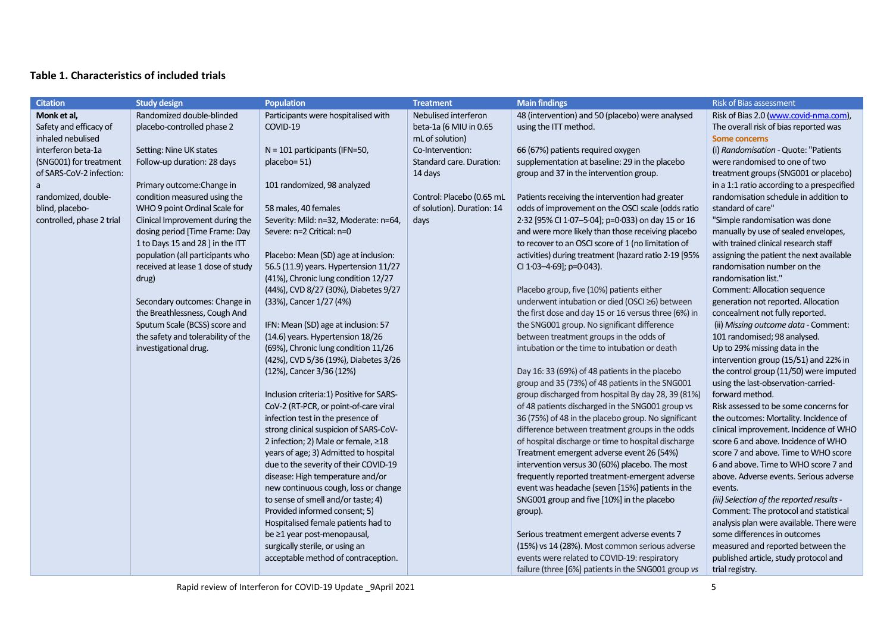### Table 1. Characteristics of included trials

| Citation | Study design | Population | Treatment | Main findings | Risk of Bias assessment |
|---|---|---|---|---|---|
| **Monk et al,** Safety and efficacy of inhaled nebulised interferon beta-1a (SNG001) for treatment of SARS-CoV-2 infection: a randomized, double-blind, placebo-controlled, phase 2 trial | Randomized double-blinded placebo-controlled phase 2<br><br>Setting: Nine UK states<br>Follow-up duration: 28 days<br><br>Primary outcome:Change in condition measured using the WHO 9 point Ordinal Scale for Clinical Improvement during the dosing period [Time Frame: Day 1 to Days 15 and 28 ] in the ITT population (all participants who received at lease 1 dose of study drug)<br><br>Secondary outcomes: Change in the Breathlessness, Cough And Sputum Scale (BCSS) score and the safety and tolerability of the investigational drug. | Participants were hospitalised with COVID-19<br><br>N = 101 participants (IFN=50, placebo= 51)<br><br>101 randomized, 98 analyzed<br><br>58 males, 40 females<br>Severity: Mild: n=32, Moderate: n=64, Severe: n=2 Critical: n=0<br><br>Placebo: Mean (SD) age at inclusion: 56.5 (11.9) years. Hypertension 11/27 (41%), Chronic lung condition 12/27 (44%), CVD 8/27 (30%), Diabetes 9/27 (33%), Cancer 1/27 (4%)<br><br>IFN: Mean (SD) age at inclusion: 57 (14.6) years. Hypertension 18/26 (69%), Chronic lung condition 11/26 (42%), CVD 5/36 (19%), Diabetes 3/26 (12%), Cancer 3/36 (12%)<br><br>Inclusion criteria:1) Positive for SARS-CoV-2 (RT-PCR, or point-of-care viral infection test in the presence of strong clinical suspicion of SARS-CoV-2 infection; 2) Male or female, ≥18 years of age; 3) Admitted to hospital due to the severity of their COVID-19 disease: High temperature and/or new continuous cough, loss or change to sense of smell and/or taste; 4) Provided informed consent; 5) Hospitalised female patients had to be ≥1 year post-menopausal, surgically sterile, or using an acceptable method of contraception. | Nebulised interferon beta-1a (6 MIU in 0.65 mL of solution)<br>Co-Intervention: Standard care. Duration: 14 days<br><br>Control: Placebo (0.65 mL of solution). Duration: 14 days | 48 (intervention) and 50 (placebo) were analysed using the ITT method.<br><br>66 (67%) patients required oxygen supplementation at baseline: 29 in the placebo group and 37 in the intervention group.<br><br>Patients receiving the intervention had greater odds of improvement on the OSCI scale (odds ratio 2·32 [95% CI 1·07–5·04]; p=0·033) on day 15 or 16 and were more likely than those receiving placebo to recover to an OSCI score of 1 (no limitation of activities) during treatment (hazard ratio 2·19 [95% CI 1·03–4·69]; p=0·043).<br><br>Placebo group, five (10%) patients either underwent intubation or died (OSCI ≥6) between the first dose and day 15 or 16 versus three (6%) in the SNG001 group. No significant difference between treatment groups in the odds of intubation or the time to intubation or death<br><br>Day 16: 33 (69%) of 48 patients in the placebo group and 35 (73%) of 48 patients in the SNG001 group discharged from hospital By day 28, 39 (81%) of 48 patients discharged in the SNG001 group vs 36 (75%) of 48 in the placebo group. No significant difference between treatment groups in the odds of hospital discharge or time to hospital discharge Treatment emergent adverse event 26 (54%) intervention versus 30 (60%) placebo. The most frequently reported treatment-emergent adverse event was headache (seven [15%] patients in the SNG001 group and five [10%] in the placebo group).<br><br>Serious treatment emergent adverse events 7 (15%) vs 14 (28%). Most common serious adverse events were related to COVID-19: respiratory failure (three [6%] patients in the SNG001 group *vs* | Risk of Bias 2.0 (www.covid-nma.com), The overall risk of bias reported was **Some concerns**<br>(i) *Randomisation* - Quote: "Patients were randomised to one of two treatment groups (SNG001 or placebo) in a 1:1 ratio according to a prespecified randomisation schedule in addition to standard of care"<br>"Simple randomisation was done manually by use of sealed envelopes, with trained clinical research staff assigning the patient the next available randomisation number on the randomisation list."<br>Comment: Allocation sequence generation not reported. Allocation concealment not fully reported.<br>(ii) *Missing outcome data* - Comment: 101 randomised; 98 analysed.<br>Up to 29% missing data in the intervention group (15/51) and 22% in the control group (11/50) were imputed using the last-observation-carried-forward method.<br>Risk assessed to be some concerns for the outcomes: Mortality. Incidence of clinical improvement. Incidence of WHO score 6 and above. Incidence of WHO score 7 and above. Time to WHO score 6 and above. Time to WHO score 7 and above. Adverse events. Serious adverse events.<br>*(iii) Selection of the reported results* - Comment: The protocol and statistical analysis plan were available. There were some differences in outcomes measured and reported between the published article, study protocol and trial registry. |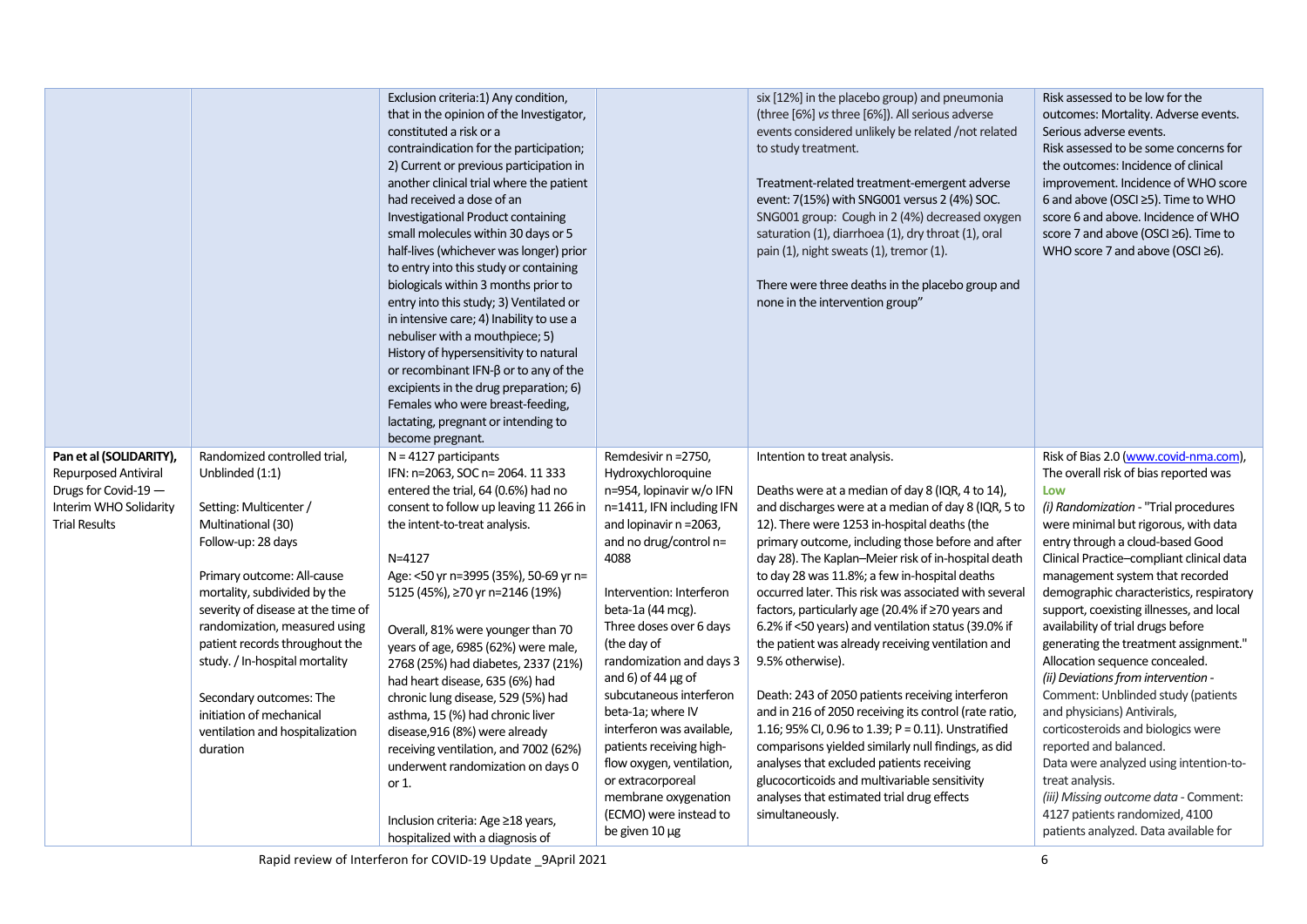| | | | | | |
|---|---|---|---|---|---|
| | | Exclusion criteria:1) Any condition, that in the opinion of the Investigator, constituted a risk or a contraindication for the participation; 2) Current or previous participation in another clinical trial where the patient had received a dose of an Investigational Product containing small molecules within 30 days or 5 half-lives (whichever was longer) prior to entry into this study or containing biologicals within 3 months prior to entry into this study; 3) Ventilated or in intensive care; 4) Inability to use a nebuliser with a mouthpiece; 5) History of hypersensitivity to natural or recombinant IFN-β or to any of the excipients in the drug preparation; 6) Females who were breast-feeding, lactating, pregnant or intending to become pregnant. | | six [12%] in the placebo group) and pneumonia (three [6%] *vs* three [6%]). All serious adverse events considered unlikely be related /not related to study treatment.<br><br>Treatment-related treatment-emergent adverse event: 7(15%) with SNG001 versus 2 (4%) SOC. SNG001 group: Cough in 2 (4%) decreased oxygen saturation (1), diarrhoea (1), dry throat (1), oral pain (1), night sweats (1), tremor (1).<br><br>There were three deaths in the placebo group and none in the intervention group" | Risk assessed to be low for the outcomes: Mortality. Adverse events. Serious adverse events.<br>Risk assessed to be some concerns for the outcomes: Incidence of clinical improvement. Incidence of WHO score 6 and above (OSCI ≥5). Time to WHO score 6 and above. Incidence of WHO score 7 and above (OSCI ≥6). Time to WHO score 7 and above (OSCI ≥6). |
| **Pan et al (SOLIDARITY),** Repurposed Antiviral Drugs for Covid-19 — Interim WHO Solidarity Trial Results | Randomized controlled trial, Unblinded (1:1)<br><br>Setting: Multicenter / Multinational (30)<br>Follow-up: 28 days<br><br>Primary outcome: All-cause mortality, subdivided by the severity of disease at the time of randomization, measured using patient records throughout the study. / In-hospital mortality<br><br>Secondary outcomes: The initiation of mechanical ventilation and hospitalization duration | N = 4127 participants<br>IFN: n=2063, SOC n= 2064. 11 333 entered the trial, 64 (0.6%) had no consent to follow up leaving 11 266 in the intent-to-treat analysis.<br><br>N=4127<br>Age: <50 yr n=3995 (35%), 50-69 yr n= 5125 (45%), ≥70 yr n=2146 (19%)<br><br>Overall, 81% were younger than 70 years of age, 6985 (62%) were male, 2768 (25%) had diabetes, 2337 (21%) had heart disease, 635 (6%) had chronic lung disease, 529 (5%) had asthma, 15 (%) had chronic liver disease,916 (8%) were already receiving ventilation, and 7002 (62%) underwent randomization on days 0 or 1.<br><br>Inclusion criteria: Age ≥18 years, hospitalized with a diagnosis of | Remdesivir n =2750, Hydroxychloroquine n=954, lopinavir w/o IFN n=1411, IFN including IFN and lopinavir n =2063, and no drug/control n= 4088<br><br>Intervention: Interferon beta-1a (44 mcg).<br>Three doses over 6 days (the day of randomization and days 3 and 6) of 44 µg of subcutaneous interferon beta-1a; where IV interferon was available, patients receiving high-flow oxygen, ventilation, or extracorporeal membrane oxygenation (ECMO) were instead to be given 10 µg | Intention to treat analysis.<br><br>Deaths were at a median of day 8 (IQR, 4 to 14), and discharges were at a median of day 8 (IQR, 5 to 12). There were 1253 in-hospital deaths (the primary outcome, including those before and after day 28). The Kaplan–Meier risk of in-hospital death to day 28 was 11.8%; a few in-hospital deaths occurred later. This risk was associated with several factors, particularly age (20.4% if ≥70 years and 6.2% if <50 years) and ventilation status (39.0% if the patient was already receiving ventilation and 9.5% otherwise).<br><br>Death: 243 of 2050 patients receiving interferon and in 216 of 2050 receiving its control (rate ratio, 1.16; 95% CI, 0.96 to 1.39; P = 0.11). Unstratified comparisons yielded similarly null findings, as did analyses that excluded patients receiving glucocorticoids and multivariable sensitivity analyses that estimated trial drug effects simultaneously. | Risk of Bias 2.0 (www.covid-nma.com), The overall risk of bias reported was **Low**<br>*(i) Randomization* - "Trial procedures were minimal but rigorous, with data entry through a cloud-based Good Clinical Practice–compliant clinical data management system that recorded demographic characteristics, respiratory support, coexisting illnesses, and local availability of trial drugs before generating the treatment assignment." Allocation sequence concealed.<br>*(ii) Deviations from intervention* - Comment: Unblinded study (patients and physicians) Antivirals, corticosteroids and biologics were reported and balanced.<br>Data were analyzed using intention-to-treat analysis.<br>*(iii) Missing outcome data* - Comment: 4127 patients randomized, 4100 patients analyzed. Data available for |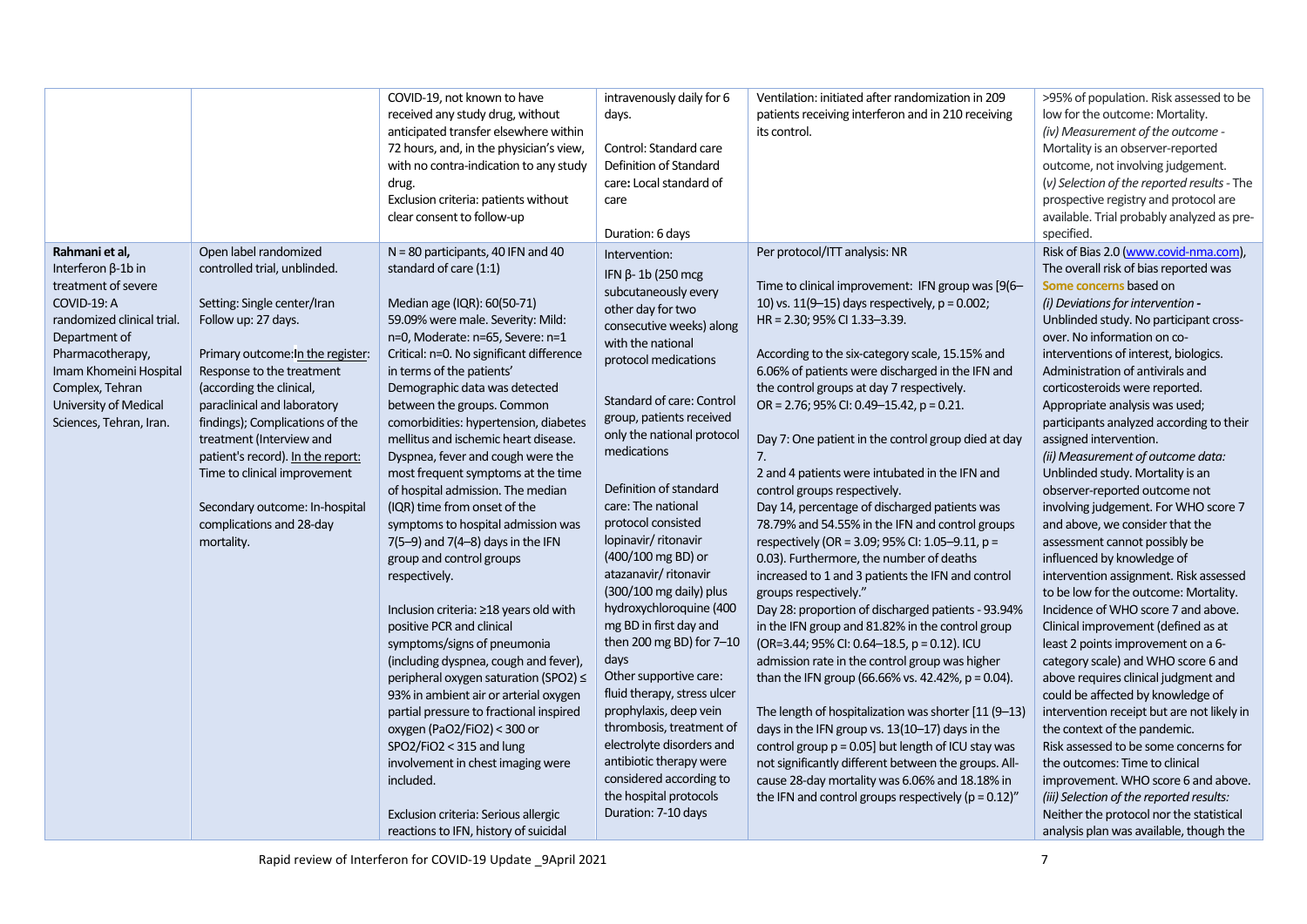| | | | | | |
|---|---|---|---|---|---|
| | | COVID-19, not known to have received any study drug, without anticipated transfer elsewhere within 72 hours, and, in the physician's view, with no contra-indication to any study drug.<br>Exclusion criteria: patients without clear consent to follow-up | intravenously daily for 6 days.<br><br>Control: Standard care<br>Definition of Standard care**:** Local standard of care<br><br>Duration: 6 days | Ventilation: initiated after randomization in 209 patients receiving interferon and in 210 receiving its control. | >95% of population. Risk assessed to be low for the outcome: Mortality.<br>*(iv) Measurement of the outcome* - Mortality is an observer-reported outcome, not involving judgement.<br>(*v) Selection of the reported results* - The prospective registry and protocol are available. Trial probably analyzed as pre-specified. |
| **Rahmani et al,** Interferon β-1b in treatment of severe COVID-19: A randomized clinical trial. Department of Pharmacotherapy, Imam Khomeini Hospital Complex, Tehran University of Medical Sciences, Tehran, Iran. | Open label randomized controlled trial, unblinded.<br><br>Setting: Single center/Iran<br>Follow up: 27 days.<br><br>Primary outcome:In the register: Response to the treatment (according the clinical, paraclinical and laboratory findings); Complications of the treatment (Interview and patient's record). In the report: Time to clinical improvement<br><br>Secondary outcome: In-hospital complications and 28-day mortality. | N = 80 participants, 40 IFN and 40 standard of care (1:1)<br><br>Median age (IQR): 60(50-71)<br>59.09% were male. Severity: Mild: n=0, Moderate: n=65, Severe: n=1 Critical: n=0. No significant difference in terms of the patients' Demographic data was detected between the groups. Common comorbidities: hypertension, diabetes mellitus and ischemic heart disease. Dyspnea, fever and cough were the most frequent symptoms at the time of hospital admission. The median (IQR) time from onset of the symptoms to hospital admission was 7(5–9) and 7(4–8) days in the IFN group and control groups respectively.<br><br>Inclusion criteria: ≥18 years old with positive PCR and clinical symptoms/signs of pneumonia (including dyspnea, cough and fever), peripheral oxygen saturation (SPO2) ≤ 93% in ambient air or arterial oxygen partial pressure to fractional inspired oxygen (PaO2/FiO2) < 300 or SPO2/FiO2 < 315 and lung involvement in chest imaging were included.<br><br>Exclusion criteria: Serious allergic reactions to IFN, history of suicidal | Intervention:<br>IFN β- 1b (250 mcg subcutaneously every other day for two consecutive weeks) along with the national protocol medications<br><br>Standard of care: Control group, patients received only the national protocol medications<br><br>Definition of standard care: The national protocol consisted lopinavir/ ritonavir (400/100 mg BD) or atazanavir/ ritonavir (300/100 mg daily) plus hydroxychloroquine (400 mg BD in first day and then 200 mg BD) for 7–10 days<br>Other supportive care: fluid therapy, stress ulcer prophylaxis, deep vein thrombosis, treatment of electrolyte disorders and antibiotic therapy were considered according to the hospital protocols<br>Duration: 7-10 days | Per protocol/ITT analysis: NR<br><br>Time to clinical improvement: IFN group was [9(6–10) vs. 11(9–15) days respectively, p = 0.002; HR = 2.30; 95% CI 1.33–3.39.<br><br>According to the six-category scale, 15.15% and 6.06% of patients were discharged in the IFN and the control groups at day 7 respectively. OR = 2.76; 95% CI: 0.49–15.42, p = 0.21.<br><br>Day 7: One patient in the control group died at day 7.<br>2 and 4 patients were intubated in the IFN and control groups respectively.<br>Day 14, percentage of discharged patients was 78.79% and 54.55% in the IFN and control groups respectively (OR = 3.09; 95% CI: 1.05–9.11, p = 0.03). Furthermore, the number of deaths increased to 1 and 3 patients the IFN and control groups respectively."<br>Day 28: proportion of discharged patients - 93.94% in the IFN group and 81.82% in the control group (OR=3.44; 95% CI: 0.64–18.5, p = 0.12). ICU admission rate in the control group was higher than the IFN group (66.66% vs. 42.42%, p = 0.04).<br><br>The length of hospitalization was shorter [11 (9–13) days in the IFN group vs. 13(10–17) days in the control group p = 0.05] but length of ICU stay was not significantly different between the groups. All-cause 28-day mortality was 6.06% and 18.18% in the IFN and control groups respectively (p = 0.12)" | Risk of Bias 2.0 (www.covid-nma.com), The overall risk of bias reported was Some concerns based on<br>*(i) Deviations for intervention* **-** Unblinded study. No participant cross-over. No information on co-interventions of interest, biologics. Administration of antivirals and corticosteroids were reported. Appropriate analysis was used; participants analyzed according to their assigned intervention.<br>*(ii) Measurement of outcome data:* Unblinded study. Mortality is an observer-reported outcome not involving judgement. For WHO score 7 and above, we consider that the assessment cannot possibly be influenced by knowledge of intervention assignment. Risk assessed to be low for the outcome: Mortality. Incidence of WHO score 7 and above. Clinical improvement (defined as at least 2 points improvement on a 6-category scale) and WHO score 6 and above requires clinical judgment and could be affected by knowledge of intervention receipt but are not likely in the context of the pandemic.<br>Risk assessed to be some concerns for the outcomes: Time to clinical improvement. WHO score 6 and above.<br>*(iii) Selection of the reported results:* Neither the protocol nor the statistical analysis plan was available, though the |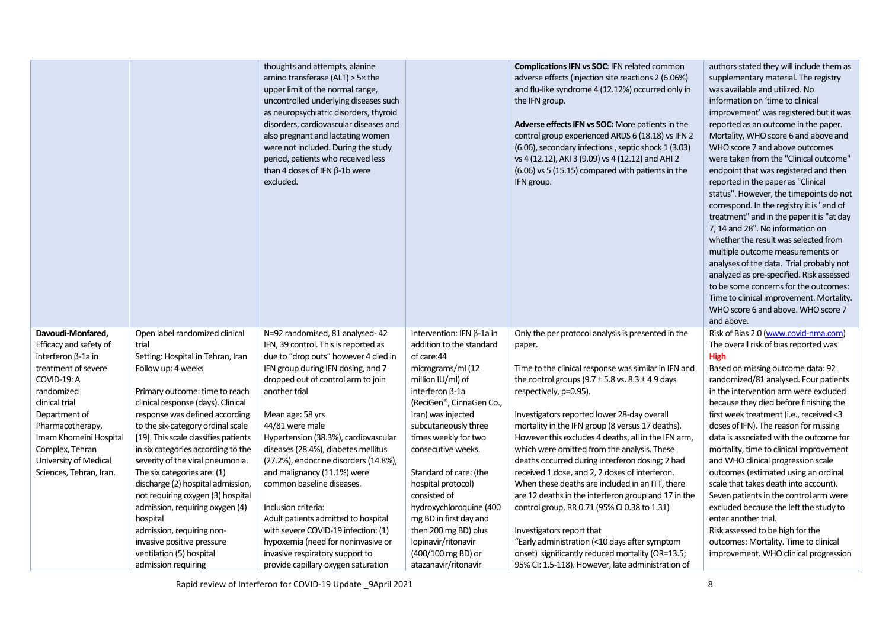| | | | | | |
|---|---|---|---|---|---|
| | | thoughts and attempts, alanine amino transferase (ALT) > 5× the upper limit of the normal range, uncontrolled underlying diseases such as neuropsychiatric disorders, thyroid disorders, cardiovascular diseases and also pregnant and lactating women were not included. During the study period, patients who received less than 4 doses of IFN β-1b were excluded. | | **Complications IFN vs SOC**: IFN related common adverse effects (injection site reactions 2 (6.06%) and flu-like syndrome 4 (12.12%) occurred only in the IFN group.<br><br>**Adverse effects IFN vs SOC:** More patients in the control group experienced ARDS 6 (18.18) vs IFN 2 (6.06), secondary infections , septic shock 1 (3.03) vs 4 (12.12), AKI 3 (9.09) vs 4 (12.12) and AHI 2 (6.06) vs 5 (15.15) compared with patients in the IFN group. | authors stated they will include them as supplementary material. The registry was available and utilized. No information on 'time to clinical improvement' was registered but it was reported as an outcome in the paper. Mortality, WHO score 6 and above and WHO score 7 and above outcomes were taken from the "Clinical outcome" endpoint that was registered and then reported in the paper as "Clinical status". However, the timepoints do not correspond. In the registry it is "end of treatment" and in the paper it is "at day 7, 14 and 28". No information on whether the result was selected from multiple outcome measurements or analyses of the data. Trial probably not analyzed as pre-specified. Risk assessed to be some concerns for the outcomes: Time to clinical improvement. Mortality. WHO score 6 and above. WHO score 7 and above. |
| **Davoudi-Monfared,** Efficacy and safety of interferon β-1a in treatment of severe COVID-19: A randomized clinical trial Department of Pharmacotherapy, Imam Khomeini Hospital Complex, Tehran University of Medical Sciences, Tehran, Iran. | Open label randomized clinical trial<br>Setting: Hospital in Tehran, Iran<br>Follow up: 4 weeks<br><br>Primary outcome: time to reach clinical response (days). Clinical response was defined according to the six-category ordinal scale [19]. This scale classifies patients in six categories according to the severity of the viral pneumonia. The six categories are: (1) discharge (2) hospital admission, not requiring oxygen (3) hospital admission, requiring oxygen (4) hospital admission, requiring non-invasive positive pressure ventilation (5) hospital admission requiring | N=92 randomised, 81 analysed- 42 IFN, 39 control. This is reported as due to "drop outs" however 4 died in IFN group during IFN dosing, and 7 dropped out of control arm to join another trial<br><br>Mean age: 58 yrs<br>44/81 were male<br>Hypertension (38.3%), cardiovascular diseases (28.4%), diabetes mellitus (27.2%), endocrine disorders (14.8%), and malignancy (11.1%) were common baseline diseases.<br><br>Inclusion criteria:<br>Adult patients admitted to hospital with severe COVID-19 infection: (1) hypoxemia (need for noninvasive or invasive respiratory support to provide capillary oxygen saturation | Intervention: IFN β-1a in addition to the standard of care:44 micrograms/ml (12 million IU/ml) of interferon β-1a (ReciGen®, CinnaGen Co., Iran) was injected subcutaneously three times weekly for two consecutive weeks.<br><br>Standard of care: (the hospital protocol) consisted of hydroxychloroquine (400 mg BD in first day and then 200 mg BD) plus lopinavir/ritonavir (400/100 mg BD) or atazanavir/ritonavir | Only the per protocol analysis is presented in the paper.<br><br>Time to the clinical response was similar in IFN and the control groups (9.7 ± 5.8 vs. 8.3 ± 4.9 days respectively, p=0.95).<br><br>Investigators reported lower 28-day overall mortality in the IFN group (8 versus 17 deaths). However this excludes 4 deaths, all in the IFN arm, which were omitted from the analysis. These deaths occurred during interferon dosing; 2 had received 1 dose, and 2, 2 doses of interferon. When these deaths are included in an ITT, there are 12 deaths in the interferon group and 17 in the control group, RR 0.71 (95% CI 0.38 to 1.31)<br><br>Investigators report that "Early administration (<10 days after symptom onset) significantly reduced mortality (OR=13.5; 95% CI: 1.5-118). However, late administration of | Risk of Bias 2.0 (www.covid-nma.com)<br>The overall risk of bias reported was **High**<br>Based on missing outcome data: 92 randomized/81 analysed. Four patients in the intervention arm were excluded because they died before finishing the first week treatment (i.e., received <3 doses of IFN). The reason for missing data is associated with the outcome for mortality, time to clinical improvement and WHO clinical progression scale outcomes (estimated using an ordinal scale that takes death into account). Seven patients in the control arm were excluded because the left the study to enter another trial.<br>Risk assessed to be high for the outcomes: Mortality. Time to clinical improvement. WHO clinical progression |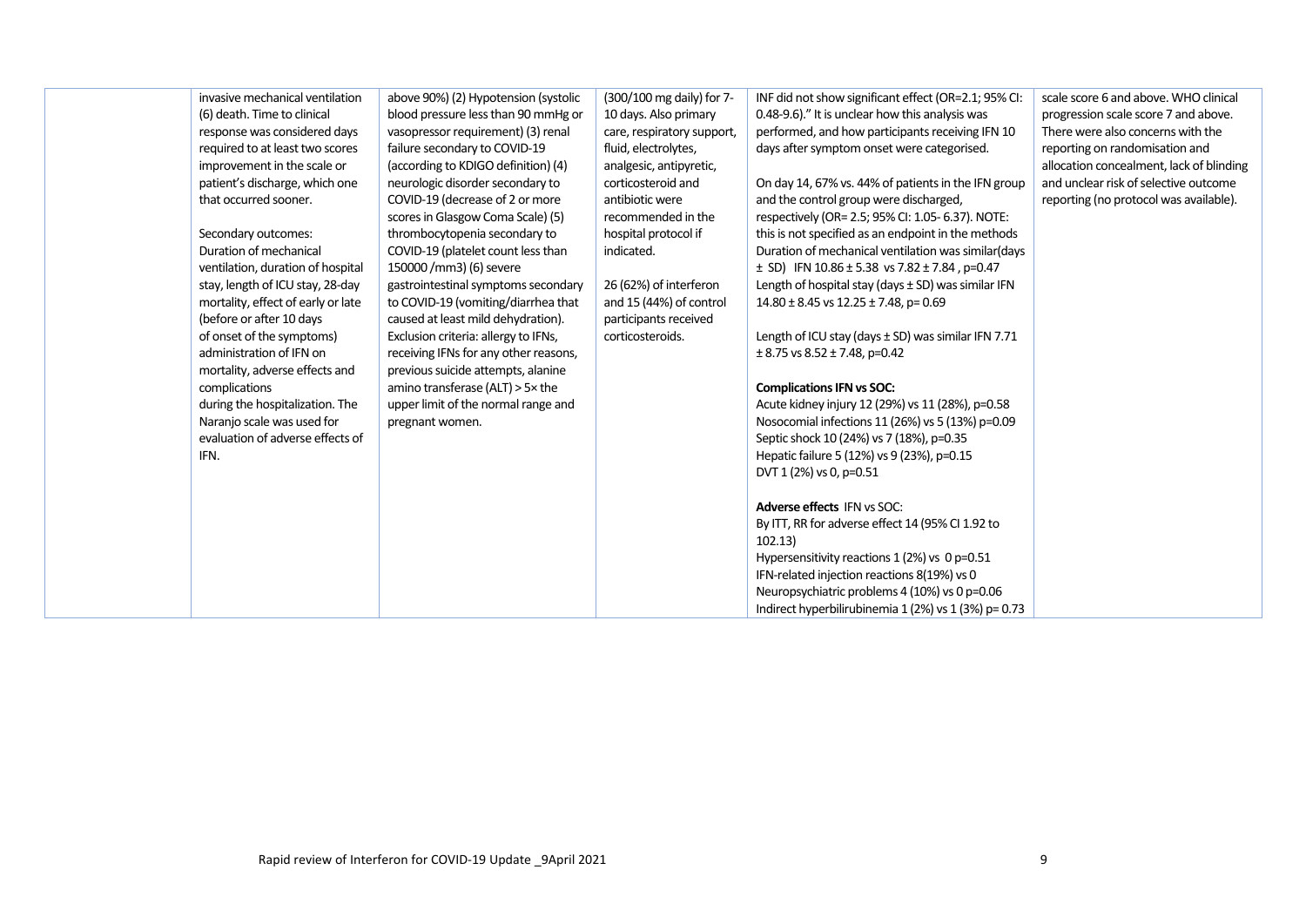| | | | | | |
|---|---|---|---|---|---|
| | invasive mechanical ventilation (6) death. Time to clinical response was considered days required to at least two scores improvement in the scale or patient's discharge, which one that occurred sooner.<br><br>Secondary outcomes: Duration of mechanical ventilation, duration of hospital stay, length of ICU stay, 28-day mortality, effect of early or late (before or after 10 days of onset of the symptoms) administration of IFN on mortality, adverse effects and complications during the hospitalization. The Naranjo scale was used for evaluation of adverse effects of IFN. | above 90%) (2) Hypotension (systolic blood pressure less than 90 mmHg or vasopressor requirement) (3) renal failure secondary to COVID-19 (according to KDIGO definition) (4) neurologic disorder secondary to COVID-19 (decrease of 2 or more scores in Glasgow Coma Scale) (5) thrombocytopenia secondary to COVID-19 (platelet count less than 150000 /mm3) (6) severe gastrointestinal symptoms secondary to COVID-19 (vomiting/diarrhea that caused at least mild dehydration). Exclusion criteria: allergy to IFNs, receiving IFNs for any other reasons, previous suicide attempts, alanine amino transferase (ALT) > 5× the upper limit of the normal range and pregnant women. | (300/100 mg daily) for 7-10 days. Also primary care, respiratory support, fluid, electrolytes, analgesic, antipyretic, corticosteroid and antibiotic were recommended in the hospital protocol if indicated.<br><br>26 (62%) of interferon and 15 (44%) of control participants received corticosteroids. | INF did not show significant effect (OR=2.1; 95% CI: 0.48-9.6)." It is unclear how this analysis was performed, and how participants receiving IFN 10 days after symptom onset were categorised.<br><br>On day 14, 67% vs. 44% of patients in the IFN group and the control group were discharged, respectively (OR= 2.5; 95% CI: 1.05- 6.37). NOTE: this is not specified as an endpoint in the methods<br>Duration of mechanical ventilation was similar(days ± SD) IFN 10.86 ± 5.38 vs 7.82 ± 7.84 , p=0.47<br>Length of hospital stay (days ± SD) was similar IFN 14.80 ± 8.45 vs 12.25 ± 7.48, p= 0.69<br><br>Length of ICU stay (days ± SD) was similar IFN 7.71 ± 8.75 vs 8.52 ± 7.48, p=0.42<br><br>**Complications IFN vs SOC:**<br>Acute kidney injury 12 (29%) vs 11 (28%), p=0.58<br>Nosocomial infections 11 (26%) vs 5 (13%) p=0.09<br>Septic shock 10 (24%) vs 7 (18%), p=0.35<br>Hepatic failure 5 (12%) vs 9 (23%), p=0.15<br>DVT 1 (2%) vs 0, p=0.51<br><br>**Adverse effects** IFN vs SOC:<br>By ITT, RR for adverse effect 14 (95% CI 1.92 to 102.13)<br>Hypersensitivity reactions 1 (2%) vs 0 p=0.51<br>IFN-related injection reactions 8(19%) vs 0<br>Neuropsychiatric problems 4 (10%) vs 0 p=0.06<br>Indirect hyperbilirubinemia 1 (2%) vs 1 (3%) p= 0.73 | scale score 6 and above. WHO clinical progression scale score 7 and above. There were also concerns with the reporting on randomisation and allocation concealment, lack of blinding and unclear risk of selective outcome reporting (no protocol was available). |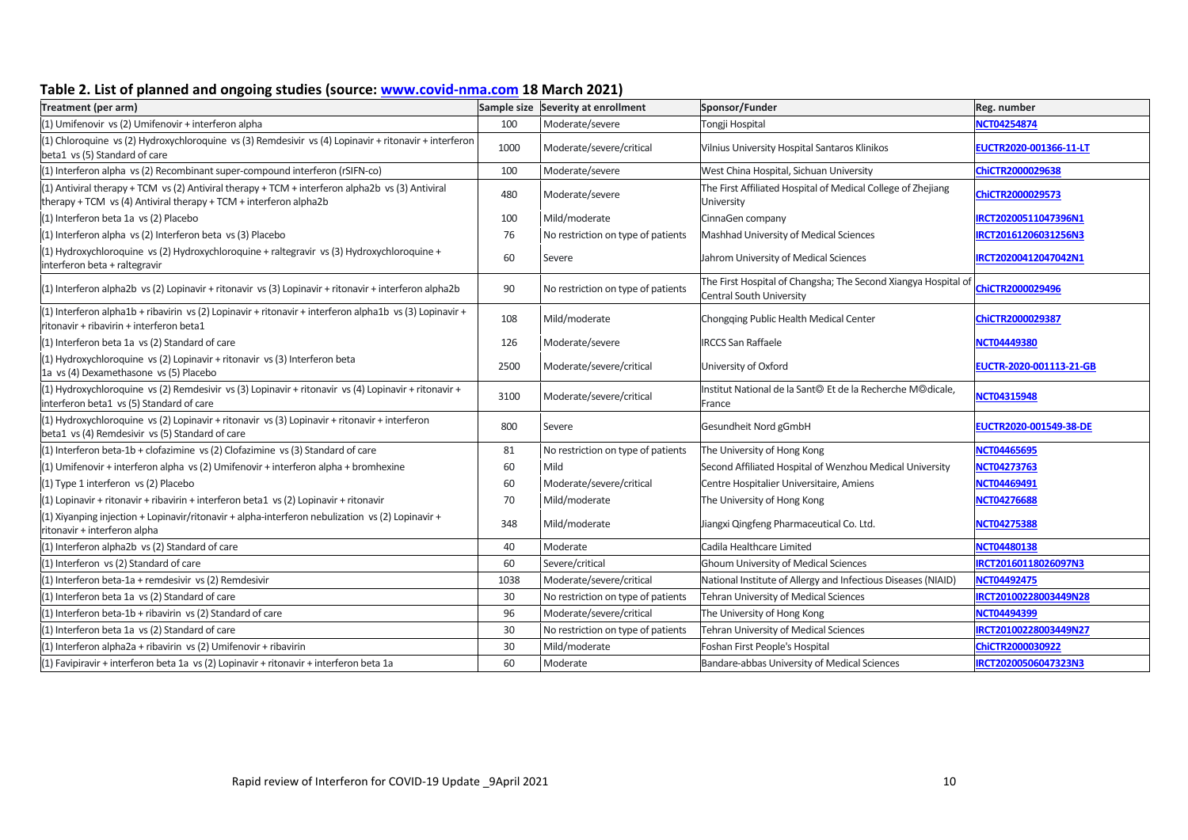## Table 2. List of planned and ongoing studies (source: [www.covid-nma.com](http://www.covid-nma.com) 18 March 2021)

| Treatment (per arm) | Sample size | Severity at enrollment | Sponsor/Funder | Reg. number |
|---|---|---|---|---|
| (1) Umifenovir vs (2) Umifenovir + interferon alpha | 100 | Moderate/severe | Tongji Hospital | NCT04254874 |
| (1) Chloroquine vs (2) Hydroxychloroquine vs (3) Remdesivir vs (4) Lopinavir + ritonavir + interferon beta1 vs (5) Standard of care | 1000 | Moderate/severe/critical | Vilnius University Hospital Santaros Klinikos | EUCTR2020-001366-11-LT |
| (1) Interferon alpha vs (2) Recombinant super-compound interferon (rSIFN-co) | 100 | Moderate/severe | West China Hospital, Sichuan University | ChiCTR2000029638 |
| (1) Antiviral therapy + TCM vs (2) Antiviral therapy + TCM + interferon alpha2b vs (3) Antiviral therapy + TCM vs (4) Antiviral therapy + TCM + interferon alpha2b | 480 | Moderate/severe | The First Affiliated Hospital of Medical College of Zhejiang University | ChiCTR2000029573 |
| (1) Interferon beta 1a vs (2) Placebo | 100 | Mild/moderate | CinnaGen company | IRCT20200511047396N1 |
| (1) Interferon alpha vs (2) Interferon beta vs (3) Placebo | 76 | No restriction on type of patients | Mashhad University of Medical Sciences | IRCT20161206031256N3 |
| (1) Hydroxychloroquine vs (2) Hydroxychloroquine + raltegravir vs (3) Hydroxychloroquine + interferon beta + raltegravir | 60 | Severe | Jahrom University of Medical Sciences | IRCT20200412047042N1 |
| (1) Interferon alpha2b vs (2) Lopinavir + ritonavir vs (3) Lopinavir + ritonavir + interferon alpha2b | 90 | No restriction on type of patients | The First Hospital of Changsha; The Second Xiangya Hospital of Central South University | ChiCTR2000029496 |
| (1) Interferon alpha1b + ribavirin vs (2) Lopinavir + ritonavir + interferon alpha1b vs (3) Lopinavir + ritonavir + ribavirin + interferon beta1 | 108 | Mild/moderate | Chongqing Public Health Medical Center | ChiCTR2000029387 |
| (1) Interferon beta 1a vs (2) Standard of care | 126 | Moderate/severe | IRCCS San Raffaele | NCT04449380 |
| (1) Hydroxychloroquine vs (2) Lopinavir + ritonavir vs (3) Interferon beta 1a vs (4) Dexamethasone vs (5) Placebo | 2500 | Moderate/severe/critical | University of Oxford | EUCTR-2020-001113-21-GB |
| (1) Hydroxychloroquine vs (2) Remdesivir vs (3) Lopinavir + ritonavir vs (4) Lopinavir + ritonavir + interferon beta1 vs (5) Standard of care | 3100 | Moderate/severe/critical | Institut National de la Sant© Et de la Recherche M©dicale, France | NCT04315948 |
| (1) Hydroxychloroquine vs (2) Lopinavir + ritonavir vs (3) Lopinavir + ritonavir + interferon beta1 vs (4) Remdesivir vs (5) Standard of care | 800 | Severe | Gesundheit Nord gGmbH | EUCTR2020-001549-38-DE |
| (1) Interferon beta-1b + clofazimine vs (2) Clofazimine vs (3) Standard of care | 81 | No restriction on type of patients | The University of Hong Kong | NCT04465695 |
| (1) Umifenovir + interferon alpha vs (2) Umifenovir + interferon alpha + bromhexine | 60 | Mild | Second Affiliated Hospital of Wenzhou Medical University | NCT04273763 |
| (1) Type 1 interferon vs (2) Placebo | 60 | Moderate/severe/critical | Centre Hospitalier Universitaire, Amiens | NCT04469491 |
| (1) Lopinavir + ritonavir + ribavirin + interferon beta1 vs (2) Lopinavir + ritonavir | 70 | Mild/moderate | The University of Hong Kong | NCT04276688 |
| (1) Xiyanping injection + Lopinavir/ritonavir + alpha-interferon nebulization vs (2) Lopinavir + ritonavir + interferon alpha | 348 | Mild/moderate | Jiangxi Qingfeng Pharmaceutical Co. Ltd. | NCT04275388 |
| (1) Interferon alpha2b vs (2) Standard of care | 40 | Moderate | Cadila Healthcare Limited | NCT04480138 |
| (1) Interferon vs (2) Standard of care | 60 | Severe/critical | Ghoum University of Medical Sciences | IRCT20160118026097N3 |
| (1) Interferon beta-1a + remdesivir vs (2) Remdesivir | 1038 | Moderate/severe/critical | National Institute of Allergy and Infectious Diseases (NIAID) | NCT04492475 |
| (1) Interferon beta 1a vs (2) Standard of care | 30 | No restriction on type of patients | Tehran University of Medical Sciences | IRCT20100228003449N28 |
| (1) Interferon beta-1b + ribavirin vs (2) Standard of care | 96 | Moderate/severe/critical | The University of Hong Kong | NCT04494399 |
| (1) Interferon beta 1a vs (2) Standard of care | 30 | No restriction on type of patients | Tehran University of Medical Sciences | IRCT20100228003449N27 |
| (1) Interferon alpha2a + ribavirin vs (2) Umifenovir + ribavirin | 30 | Mild/moderate | Foshan First People's Hospital | ChiCTR2000030922 |
| (1) Favipiravir + interferon beta 1a vs (2) Lopinavir + ritonavir + interferon beta 1a | 60 | Moderate | Bandare-abbas University of Medical Sciences | IRCT20200506047323N3 |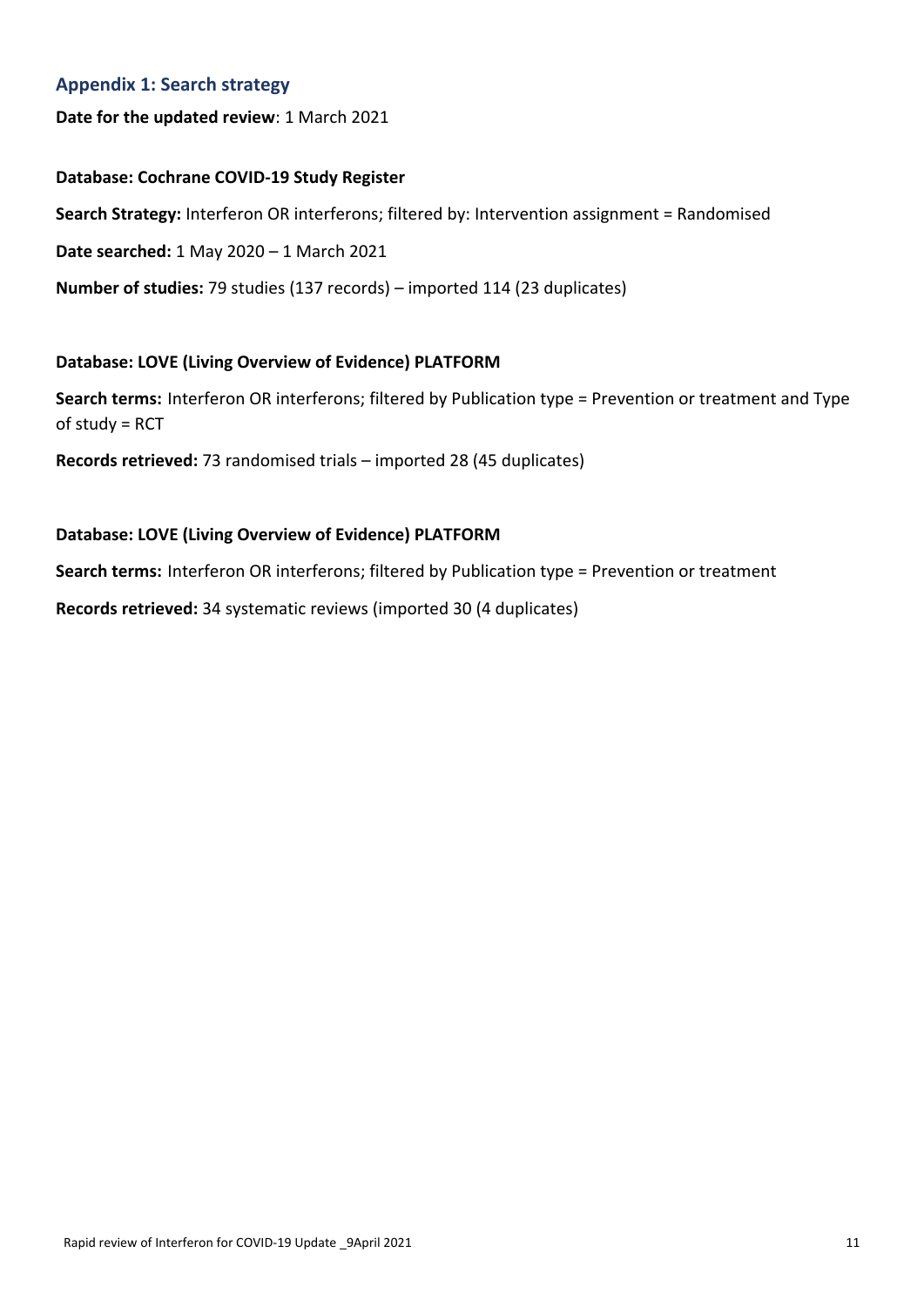## Appendix 1: Search strategy

**Date for the updated review**: 1 March 2021

**Database: Cochrane COVID-19 Study Register**

**Search Strategy:** Interferon OR interferons; filtered by: Intervention assignment = Randomised

**Date searched:** 1 May 2020 – 1 March 2021

**Number of studies:** 79 studies (137 records) – imported 114 (23 duplicates)

**Database: LOVE (Living Overview of Evidence) PLATFORM**

**Search terms:** Interferon OR interferons; filtered by Publication type = Prevention or treatment and Type of study = RCT

**Records retrieved:** 73 randomised trials – imported 28 (45 duplicates)

**Database: LOVE (Living Overview of Evidence) PLATFORM**

**Search terms:** Interferon OR interferons; filtered by Publication type = Prevention or treatment

**Records retrieved:** 34 systematic reviews (imported 30 (4 duplicates)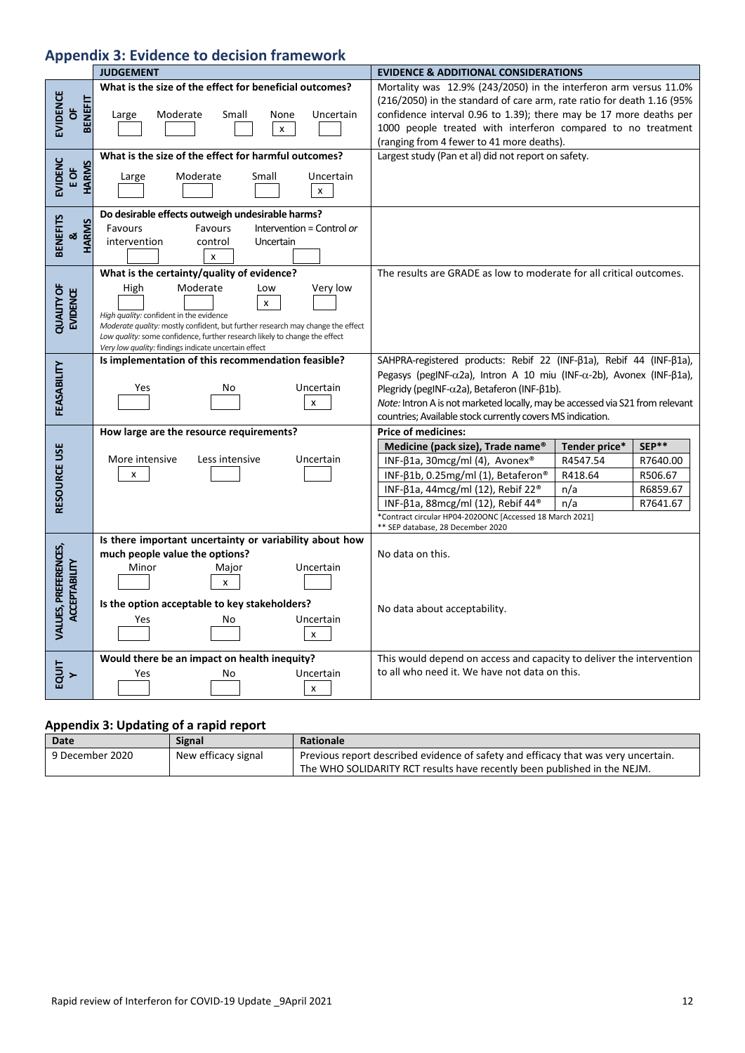## Appendix 3: Evidence to decision framework

| | JUDGEMENT | EVIDENCE & ADDITIONAL CONSIDERATIONS |
|---|---|---|
| EVIDENCE OF BENEFIT | **What is the size of the effect for beneficial outcomes?**<br>Large [ ] Moderate [ ] Small [ ] None [x] Uncertain [ ] | Mortality was 12.9% (243/2050) in the interferon arm versus 11.0% (216/2050) in the standard of care arm, rate ratio for death 1.16 (95% confidence interval 0.96 to 1.39); there may be 17 more deaths per 1000 people treated with interferon compared to no treatment (ranging from 4 fewer to 41 more deaths). |
| EVIDENCE OF HARMS | **What is the size of the effect for harmful outcomes?**<br>Large [ ] Moderate [ ] Small [ ] Uncertain [x] | Largest study (Pan et al) did not report on safety. |
| BENEFITS & HARMS | **Do desirable effects outweigh undesirable harms?**<br>Favours intervention [ ] Favours control [x] Intervention = Control *or* Uncertain [ ] | |
| QUALITY OF EVIDENCE | **What is the certainty/quality of evidence?**<br>High [ ] Moderate [ ] Low [x] Very low [ ]<br>*High quality:* confident in the evidence<br>*Moderate quality:* mostly confident, but further research may change the effect<br>*Low quality:* some confidence, further research likely to change the effect<br>*Very low quality:* findings indicate uncertain effect | The results are GRADE as low to moderate for all critical outcomes. |
| FEASABILITY | **Is implementation of this recommendation feasible?**<br>Yes [ ] No [ ] Uncertain [x] | SAHPRA-registered products: Rebif 22 (INF-β1a), Rebif 44 (INF-β1a), Pegasys (pegINF-α2a), Intron A 10 miu (INF-α-2b), Avonex (INF-β1a), Plegridy (pegINF-α2a), Betaferon (INF-β1b).<br>*Note:* Intron A is not marketed locally, may be accessed via S21 from relevant countries; Available stock currently covers MS indication. |
| RESOURCE USE | **How large are the resource requirements?**<br>More intensive [x] Less intensive [ ] Uncertain [ ] | **Price of medicines:** (see table below)<br>*Contract circular HP04-2020ONC [Accessed 18 March 2021]<br>** SEP database, 28 December 2020 |
| VALUES, PREFERENCES, ACCEPTABILITY | **Is there important uncertainty or variability about how much people value the options?**<br>Minor [ ] Major [x] Uncertain [ ]<br>**Is the option acceptable to key stakeholders?**<br>Yes [ ] No [ ] Uncertain [x] | No data on this.<br><br>No data about acceptability. |
| EQUITY | **Would there be an impact on health inequity?**<br>Yes [ ] No [ ] Uncertain [x] | This would depend on access and capacity to deliver the intervention to all who need it. We have not data on this. |

**Price of medicines:**

| Medicine (pack size), Trade name® | Tender price* | SEP** |
|---|---|---|
| INF-β1a, 30mcg/ml (4), Avonex® | R4547.54 | R7640.00 |
| INF-β1b, 0.25mg/ml (1), Betaferon® | R418.64 | R506.67 |
| INF-β1a, 44mcg/ml (12), Rebif 22® | n/a | R6859.67 |
| INF-β1a, 88mcg/ml (12), Rebif 44® | n/a | R7641.67 |

*Contract circular HP04-2020ONC [Accessed 18 March 2021]
** SEP database, 28 December 2020

## Appendix 3: Updating of a rapid report

| Date | Signal | Rationale |
|---|---|---|
| 9 December 2020 | New efficacy signal | Previous report described evidence of safety and efficacy that was very uncertain. The WHO SOLIDARITY RCT results have recently been published in the NEJM. |